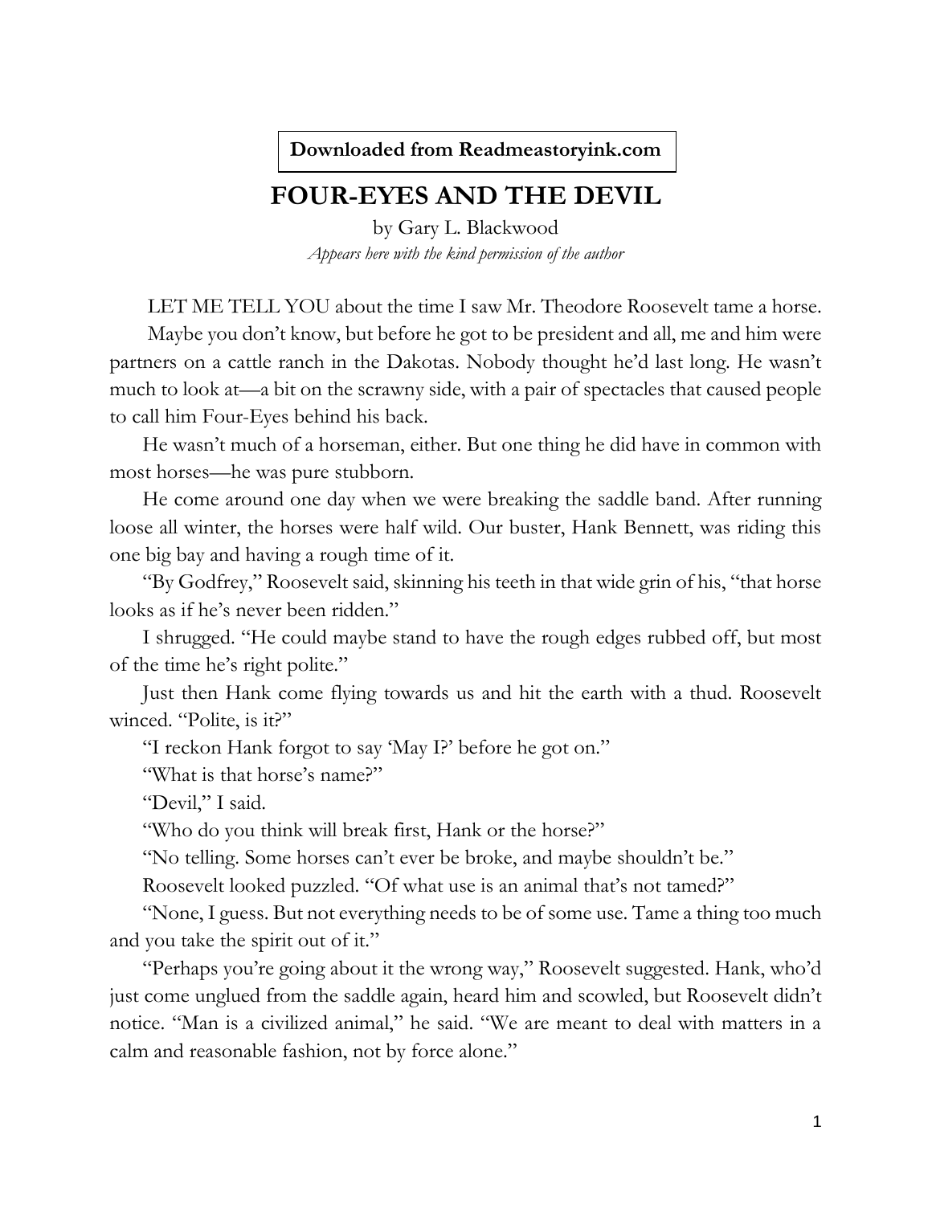**Downloaded from Readmeastoryink.com**

# FOUR-EYES AND THE DEVIL

by Gary L. Blackwood

*Appears here with the kind permission of the author*

LET ME TELL YOU about the time I saw Mr. Theodore Roosevelt tame a horse.

Maybe you don't know, but before he got to be president and all, me and him were partners on a cattle ranch in the Dakotas. Nobody thought he'd last long. He wasn't much to look at—a bit on the scrawny side, with a pair of spectacles that caused people to call him Four-Eyes behind his back.

He wasn't much of a horseman, either. But one thing he did have in common with most horses—he was pure stubborn.

He come around one day when we were breaking the saddle band. After running loose all winter, the horses were half wild. Our buster, Hank Bennett, was riding this one big bay and having a rough time of it.

"By Godfrey," Roosevelt said, skinning his teeth in that wide grin of his, "that horse looks as if he's never been ridden."

I shrugged. "He could maybe stand to have the rough edges rubbed off, but most of the time he's right polite."

Just then Hank come flying towards us and hit the earth with a thud. Roosevelt winced. "Polite, is it?"

"I reckon Hank forgot to say 'May I?' before he got on."

"What is that horse's name?"

"Devil," I said.

"Who do you think will break first, Hank or the horse?"

"No telling. Some horses can't ever be broke, and maybe shouldn't be."

Roosevelt looked puzzled. "Of what use is an animal that's not tamed?"

"None, I guess. But not everything needs to be of some use. Tame a thing too much and you take the spirit out of it."

"Perhaps you're going about it the wrong way," Roosevelt suggested. Hank, who'd just come unglued from the saddle again, heard him and scowled, but Roosevelt didn't notice. "Man is a civilized animal," he said. "We are meant to deal with matters in a calm and reasonable fashion, not by force alone."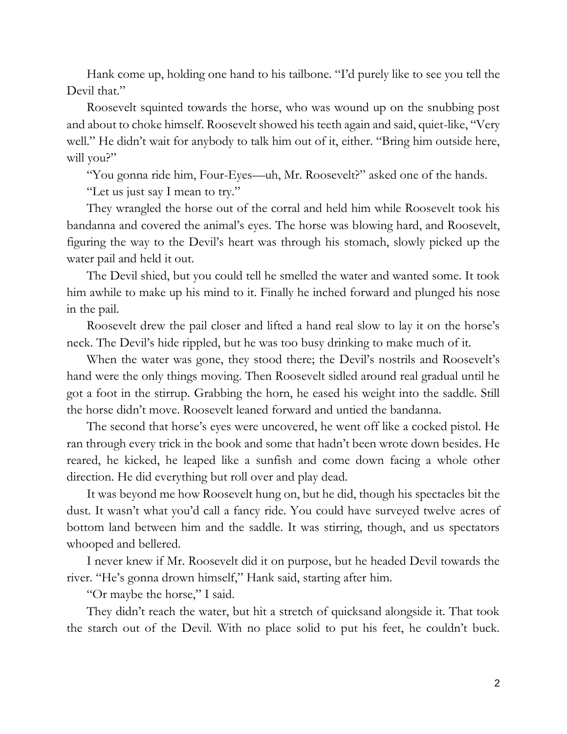Hank come up, holding one hand to his tailbone. "I'd purely like to see you tell the Devil that."

Roosevelt squinted towards the horse, who was wound up on the snubbing post and about to choke himself. Roosevelt showed his teeth again and said, quiet-like, "Very well." He didn't wait for anybody to talk him out of it, either. "Bring him outside here, will you?"

"You gonna ride him, Four-Eyes—uh, Mr. Roosevelt?" asked one of the hands.

"Let us just say I mean to try."

They wrangled the horse out of the corral and held him while Roosevelt took his bandanna and covered the animal's eyes. The horse was blowing hard, and Roosevelt, figuring the way to the Devil's heart was through his stomach, slowly picked up the water pail and held it out.

The Devil shied, but you could tell he smelled the water and wanted some. It took him awhile to make up his mind to it. Finally he inched forward and plunged his nose in the pail.

Roosevelt drew the pail closer and lifted a hand real slow to lay it on the horse's neck. The Devil's hide rippled, but he was too busy drinking to make much of it.

When the water was gone, they stood there; the Devil's nostrils and Roosevelt's hand were the only things moving. Then Roosevelt sidled around real gradual until he got a foot in the stirrup. Grabbing the horn, he eased his weight into the saddle. Still the horse didn't move. Roosevelt leaned forward and untied the bandanna.

The second that horse's eyes were uncovered, he went off like a cocked pistol. He ran through every trick in the book and some that hadn't been wrote down besides. He reared, he kicked, he leaped like a sunfish and come down facing a whole other direction. He did everything but roll over and play dead.

It was beyond me how Roosevelt hung on, but he did, though his spectacles bit the dust. It wasn't what you'd call a fancy ride. You could have surveyed twelve acres of bottom land between him and the saddle. It was stirring, though, and us spectators whooped and bellered.

I never knew if Mr. Roosevelt did it on purpose, but he headed Devil towards the river. "He's gonna drown himself," Hank said, starting after him.

"Or maybe the horse," I said.

They didn't reach the water, but hit a stretch of quicksand alongside it. That took the starch out of the Devil. With no place solid to put his feet, he couldn't buck.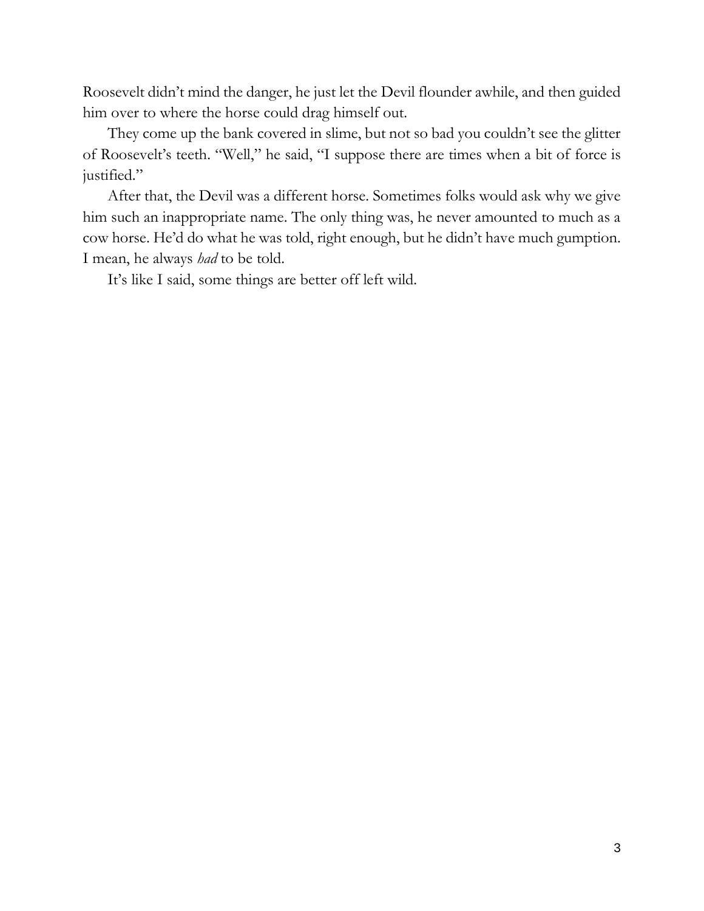Roosevelt didn't mind the danger, he just let the Devil flounder awhile, and then guided him over to where the horse could drag himself out.

They come up the bank covered in slime, but not so bad you couldn't see the glitter of Roosevelt's teeth. "Well," he said, "I suppose there are times when a bit of force is justified."

After that, the Devil was a different horse. Sometimes folks would ask why we give him such an inappropriate name. The only thing was, he never amounted to much as a cow horse. He'd do what he was told, right enough, but he didn't have much gumption. I mean, he always *had* to be told.

It's like I said, some things are better off left wild.